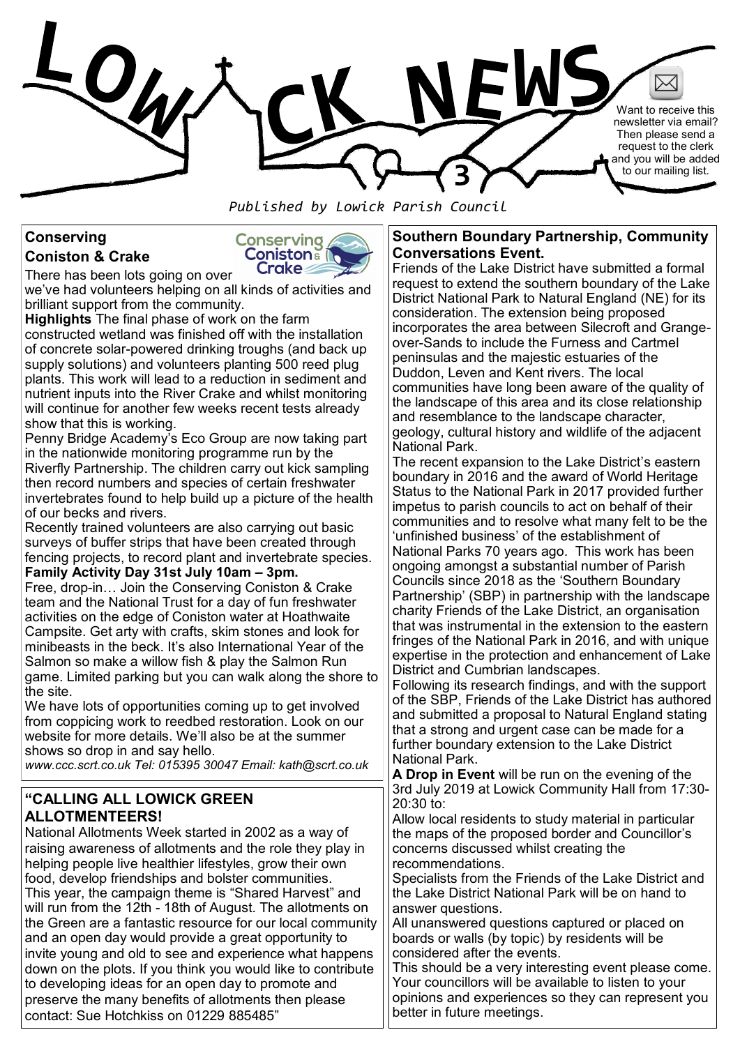# LOWICK NEWS 3

Want to receive this newsletter via email? Then please send a request to the clerk and you will be added to our mailing list.

*Published by Lowick Parish Council*

## Conserving Coniston & Crake

There has been lots going on over we've had volunteers helping on all kinds of activities and brilliant support from the community.

**Highlights** The final phase of work on the farm constructed wetland was finished off with the installation of concrete solar-powered drinking troughs (and back up supply solutions) and volunteers planting 500 reed plug plants. This work will lead to a reduction in sediment and nutrient inputs into the River Crake and whilst monitoring will continue for another few weeks recent tests already show that this is working.

Penny Bridge Academy's Eco Group are now taking part in the nationwide monitoring programme run by the Riverfly Partnership. The children carry out kick sampling then record numbers and species of certain freshwater invertebrates found to help build up a picture of the health of our becks and rivers.

Recently trained volunteers are also carrying out basic surveys of buffer strips that have been created through fencing projects, to record plant and invertebrate species.

**Family Activity Day 31st July 10am – 3pm.**

Free, drop-in… Join the Conserving Coniston & Crake team and the National Trust for a day of fun freshwater activities on the edge of Coniston water at Hoathwaite Campsite. Get arty with crafts, skim stones and look for minibeasts in the beck. It's also International Year of the Salmon so make a willow fish & play the Salmon Run game. Limited parking but you can walk along the shore to the site.

We have lots of opportunities coming up to get involved from coppicing work to reedbed restoration. Look on our website for more details. We'll also be at the summer shows so drop in and say hello.

*www.ccc.scrt.co.uk Tel: 015395 30047 Email: kath@scrt.co.uk*

## "CALLING ALL LOWICK GREEN ALLOTMENTEERS!

National Allotments Week started in 2002 as a way of raising awareness of allotments and the role they play in helping people live healthier lifestyles, grow their own food, develop friendships and bolster communities.

This year, the campaign theme is "Shared Harvest" and will run from the 12th - 18th of August. The allotments on the Green are a fantastic resource for our local community and an open day would provide a great opportunity to invite young and old to see and experience what happens down on the plots. If you think you would like to contribute to developing ideas for an open day to promote and preserve the many benefits of allotments then please contact: Sue Hotchkiss on 01229 885485"

## Southern Boundary Partnership, Community Conversations Event.

Friends of the Lake District have submitted a formal request to extend the southern boundary of the Lake District National Park to Natural England (NE) for its consideration. The extension being proposed incorporates the area between Silecroft and Grange-over-Sands to include the Furness and Cartmel peninsulas and the majestic estuaries of the Duddon, Leven and Kent rivers. The local communities have long been aware of the quality of the landscape of this area and its close relationship and resemblance to the landscape character, geology, cultural history and wildlife of the adjacent National Park.

The recent expansion to the Lake District's eastern boundary in 2016 and the award of World Heritage Status to the National Park in 2017 provided further impetus to parish councils to act on behalf of their communities and to resolve what many felt to be the 'unfinished business' of the establishment of National Parks 70 years ago. This work has been ongoing amongst a substantial number of Parish Councils since 2018 as the 'Southern Boundary Partnership' (SBP) in partnership with the landscape charity Friends of the Lake District, an organisation that was instrumental in the extension to the eastern fringes of the National Park in 2016, and with unique expertise in the protection and enhancement of Lake District and Cumbrian landscapes.

Following its research findings, and with the support of the SBP, Friends of the Lake District has authored and submitted a proposal to Natural England stating that a strong and urgent case can be made for a further boundary extension to the Lake District National Park.

**A Drop in Event** will be run on the evening of the 3rd July 2019 at Lowick Community Hall from 17:30-20:30 to:

Allow local residents to study material in particular the maps of the proposed border and Councillor's concerns discussed whilst creating the recommendations.

Specialists from the Friends of the Lake District and the Lake District National Park will be on hand to answer questions.

All unanswered questions captured or placed on boards or walls (by topic) by residents will be considered after the events.

This should be a very interesting event please come. Your councillors will be available to listen to your opinions and experiences so they can represent you better in future meetings.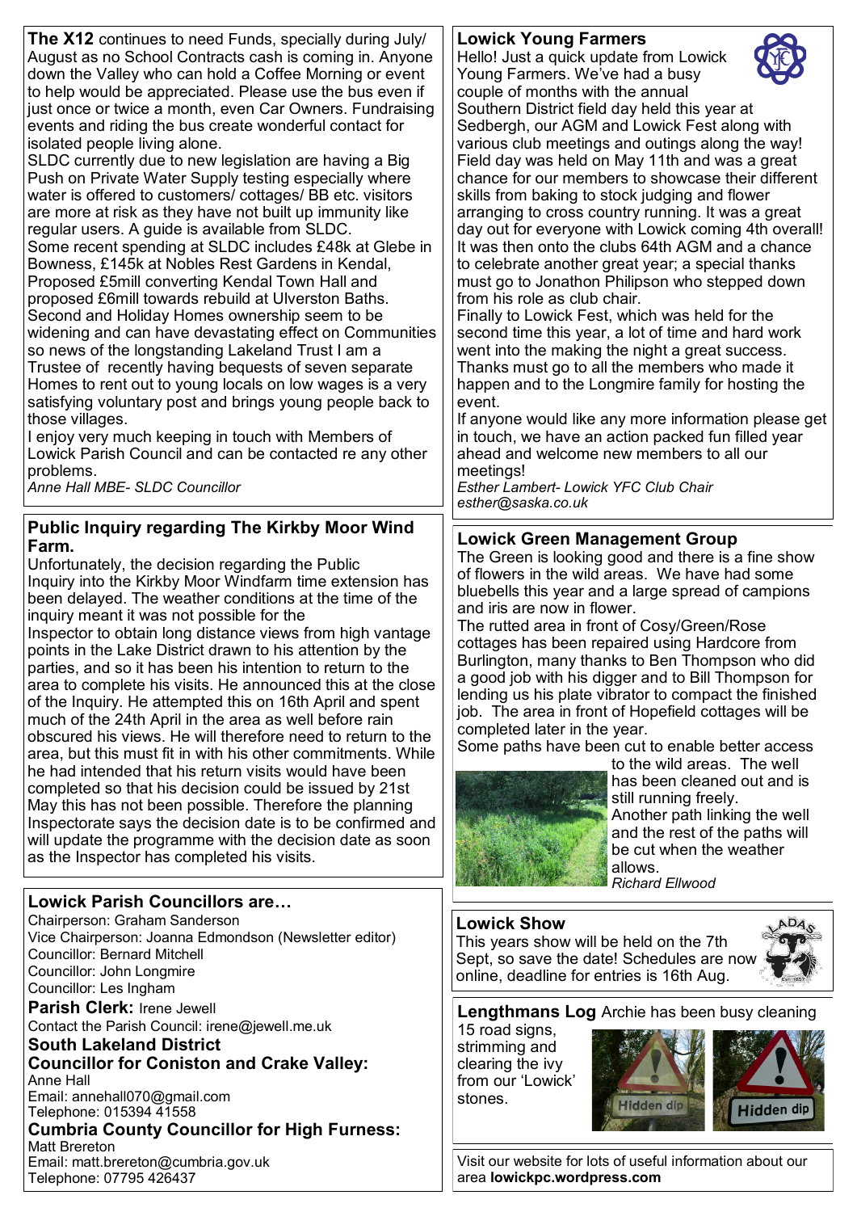**The X12** continues to need Funds, specially during July/ August as no School Contracts cash is coming in. Anyone down the Valley who can hold a Coffee Morning or event to help would be appreciated. Please use the bus even if just once or twice a month, even Car Owners. Fundraising events and riding the bus create wonderful contact for isolated people living alone.

SLDC currently due to new legislation are having a Big Push on Private Water Supply testing especially where water is offered to customers/ cottages/ BB etc. visitors are more at risk as they have not built up immunity like regular users. A guide is available from SLDC.

Some recent spending at SLDC includes £48k at Glebe in Bowness, £145k at Nobles Rest Gardens in Kendal, Proposed £5mill converting Kendal Town Hall and proposed £6mill towards rebuild at Ulverston Baths.

Second and Holiday Homes ownership seem to be widening and can have devastating effect on Communities so news of the longstanding Lakeland Trust I am a Trustee of recently having bequests of seven separate Homes to rent out to young locals on low wages is a very satisfying voluntary post and brings young people back to those villages.

I enjoy very much keeping in touch with Members of Lowick Parish Council and can be contacted re any other problems.

*Anne Hall MBE- SLDC Councillor*

## Public Inquiry regarding The Kirkby Moor Wind Farm.

Unfortunately, the decision regarding the Public Inquiry into the Kirkby Moor Windfarm time extension has been delayed. The weather conditions at the time of the inquiry meant it was not possible for the Inspector to obtain long distance views from high vantage points in the Lake District drawn to his attention by the parties, and so it has been his intention to return to the area to complete his visits. He announced this at the close of the Inquiry. He attempted this on 16th April and spent much of the 24th April in the area as well before rain obscured his views. He will therefore need to return to the area, but this must fit in with his other commitments. While he had intended that his return visits would have been completed so that his decision could be issued by 21st May this has not been possible. Therefore the planning Inspectorate says the decision date is to be confirmed and will update the programme with the decision date as soon as the Inspector has completed his visits.

## Lowick Parish Councillors are…

Chairperson: Graham Sanderson
Vice Chairperson: Joanna Edmondson (Newsletter editor)
Councillor: Bernard Mitchell
Councillor: John Longmire
Councillor: Les Ingham

**Parish Clerk:** Irene Jewell
Contact the Parish Council: irene@jewell.me.uk

**South Lakeland District Councillor for Coniston and Crake Valley:**
Anne Hall
Email: annehall070@gmail.com
Telephone: 015394 41558

**Cumbria County Councillor for High Furness:**
Matt Brereton
Email: matt.brereton@cumbria.gov.uk
Telephone: 07795 426437

## Lowick Young Farmers

Hello! Just a quick update from Lowick Young Farmers. We've had a busy couple of months with the annual Southern District field day held this year at Sedbergh, our AGM and Lowick Fest along with various club meetings and outings along the way!

Field day was held on May 11th and was a great chance for our members to showcase their different skills from baking to stock judging and flower arranging to cross country running. It was a great day out for everyone with Lowick coming 4th overall!

It was then onto the clubs 64th AGM and a chance to celebrate another great year; a special thanks must go to Jonathon Philipson who stepped down from his role as club chair.

Finally to Lowick Fest, which was held for the second time this year, a lot of time and hard work went into the making the night a great success. Thanks must go to all the members who made it happen and to the Longmire family for hosting the event.

If anyone would like any more information please get in touch, we have an action packed fun filled year ahead and welcome new members to all our meetings!

*Esther Lambert- Lowick YFC Club Chair*
*esther@saska.co.uk*

## Lowick Green Management Group

The Green is looking good and there is a fine show of flowers in the wild areas. We have had some bluebells this year and a large spread of campions and iris are now in flower.

The rutted area in front of Cosy/Green/Rose cottages has been repaired using Hardcore from Burlington, many thanks to Ben Thompson who did a good job with his digger and to Bill Thompson for lending us his plate vibrator to compact the finished job. The area in front of Hopefield cottages will be completed later in the year.

Some paths have been cut to enable better access to the wild areas. The well has been cleaned out and is still running freely.

Another path linking the well and the rest of the paths will be cut when the weather allows.

*Richard Ellwood*

## Lowick Show

This years show will be held on the 7th Sept, so save the date! Schedules are now online, deadline for entries is 16th Aug.

## Lengthmans Log

Archie has been busy cleaning 15 road signs, strimming and clearing the ivy from our 'Lowick' stones.

Visit our website for lots of useful information about our area **lowickpc.wordpress.com**